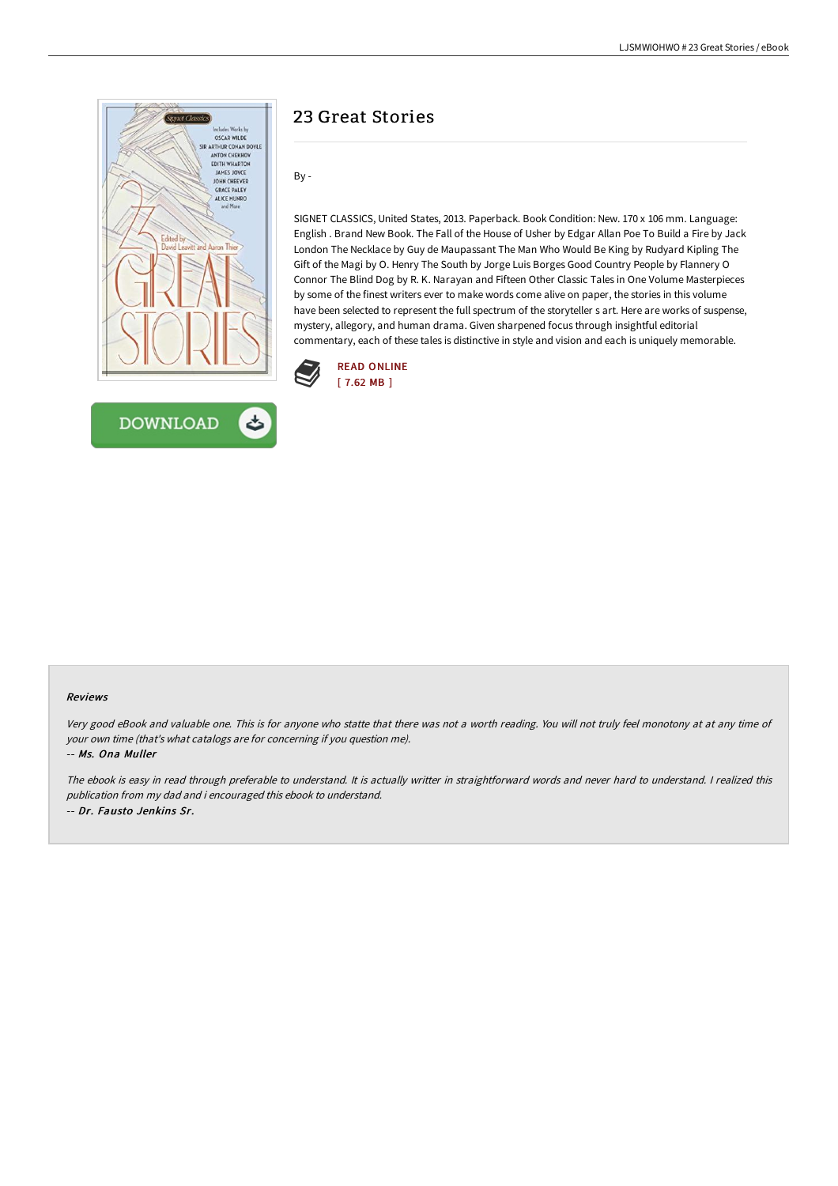# 23 Great Stories

By -

SIGNET CLASSICS, United States, 2013. Paperback. Book Condition: New. 170 x 106 mm. Language: English . Brand New Book. The Fall of the House of Usher by Edgar Allan Poe To Build a Fire by Jack London The Necklace by Guy de Maupassant The Man Who Would Be King by Rudyard Kipling The Gift of the Magi by O. Henry The South by Jorge Luis Borges Good Country People by Flannery O Connor The Blind Dog by R. K. Narayan and Fifteen Other Classic Tales in One Volume Masterpieces by some of the finest writers ever to make words come alive on paper, the stories in this volume have been selected to represent the full spectrum of the storyteller s art. Here are works of suspense, mystery, allegory, and human drama. Given sharpened focus through insightful editorial commentary, each of these tales is distinctive in style and vision and each is uniquely memorable.

READ ONLINE
[ 7.62 MB ]

DOWNLOAD

### Reviews

*Very good eBook and valuable one. This is for anyone who statte that there was not a worth reading. You will not truly feel monotony at at any time of your own time (that's what catalogs are for concerning if you question me).*

*-- Ms. Ona Muller*

*The ebook is easy in read through preferable to understand. It is actually writter in straightforward words and never hard to understand. I realized this publication from my dad and i encouraged this ebook to understand.*

*-- Dr. Fausto Jenkins Sr.*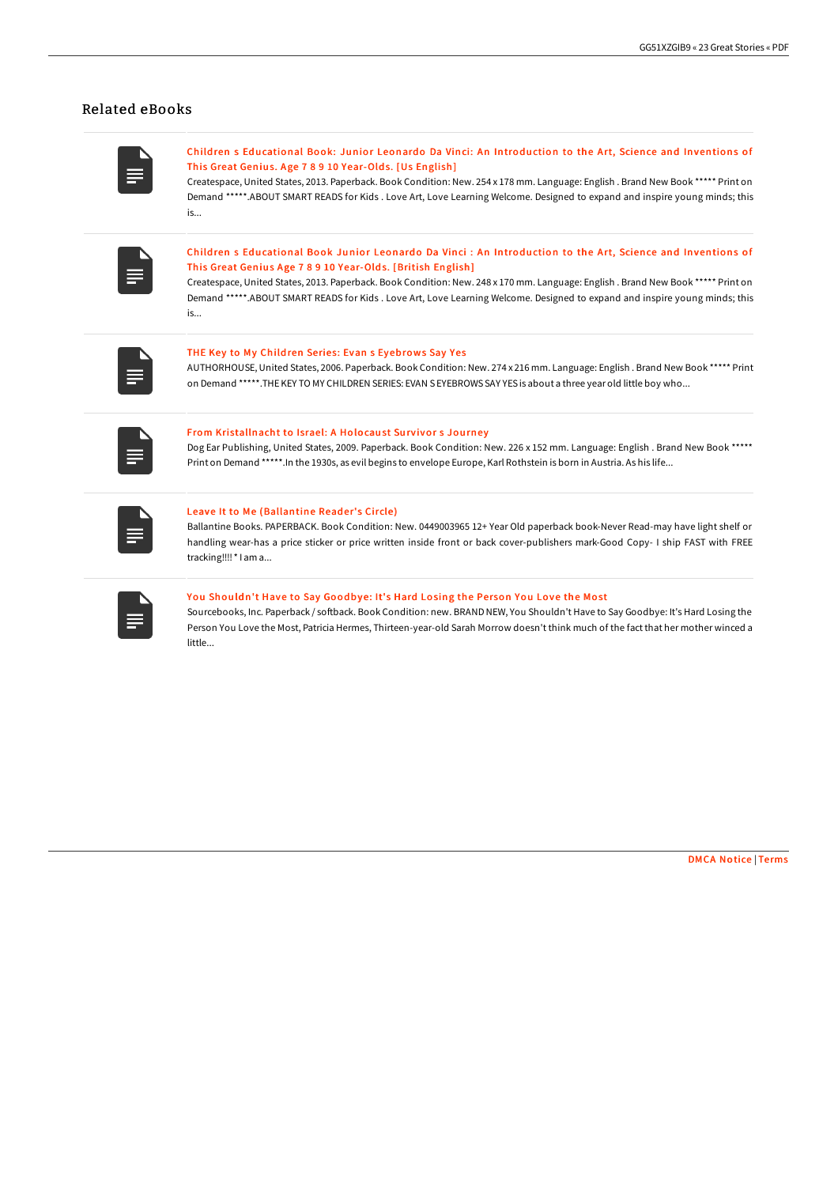## Related eBooks

### Children s Educational Book: Junior Leonardo Da Vinci: An Introduction to the Art, Science and Inventions of This Great Genius. Age 7 8 9 10 Year-Olds. [Us English]

Createspace, United States, 2013. Paperback. Book Condition: New. 254 x 178 mm. Language: English . Brand New Book ***** Print on Demand *****.ABOUT SMART READS for Kids . Love Art, Love Learning Welcome. Designed to expand and inspire young minds; this is...

### Children s Educational Book Junior Leonardo Da Vinci : An Introduction to the Art, Science and Inventions of This Great Genius Age 7 8 9 10 Year-Olds. [British English]

Createspace, United States, 2013. Paperback. Book Condition: New. 248 x 170 mm. Language: English . Brand New Book ***** Print on Demand *****.ABOUT SMART READS for Kids . Love Art, Love Learning Welcome. Designed to expand and inspire young minds; this is...

### THE Key to My Children Series: Evan s Eyebrows Say Yes

AUTHORHOUSE, United States, 2006. Paperback. Book Condition: New. 274 x 216 mm. Language: English . Brand New Book ***** Print on Demand *****.THE KEY TO MY CHILDREN SERIES: EVAN S EYEBROWS SAY YES is about a three year old little boy who...

### From Kristallnacht to Israel: A Holocaust Survivor s Journey

Dog Ear Publishing, United States, 2009. Paperback. Book Condition: New. 226 x 152 mm. Language: English . Brand New Book ***** Print on Demand *****.In the 1930s, as evil begins to envelope Europe, Karl Rothstein is born in Austria. As his life...

### Leave It to Me (Ballantine Reader's Circle)

Ballantine Books. PAPERBACK. Book Condition: New. 0449003965 12+ Year Old paperback book-Never Read-may have light shelf or handling wear-has a price sticker or price written inside front or back cover-publishers mark-Good Copy- I ship FAST with FREE tracking!!!! * I am a...

### You Shouldn't Have to Say Goodbye: It's Hard Losing the Person You Love the Most

Sourcebooks, Inc. Paperback / softback. Book Condition: new. BRAND NEW, You Shouldn't Have to Say Goodbye: It's Hard Losing the Person You Love the Most, Patricia Hermes, Thirteen-year-old Sarah Morrow doesn't think much of the fact that her mother winced a little...

DMCA Notice | Terms